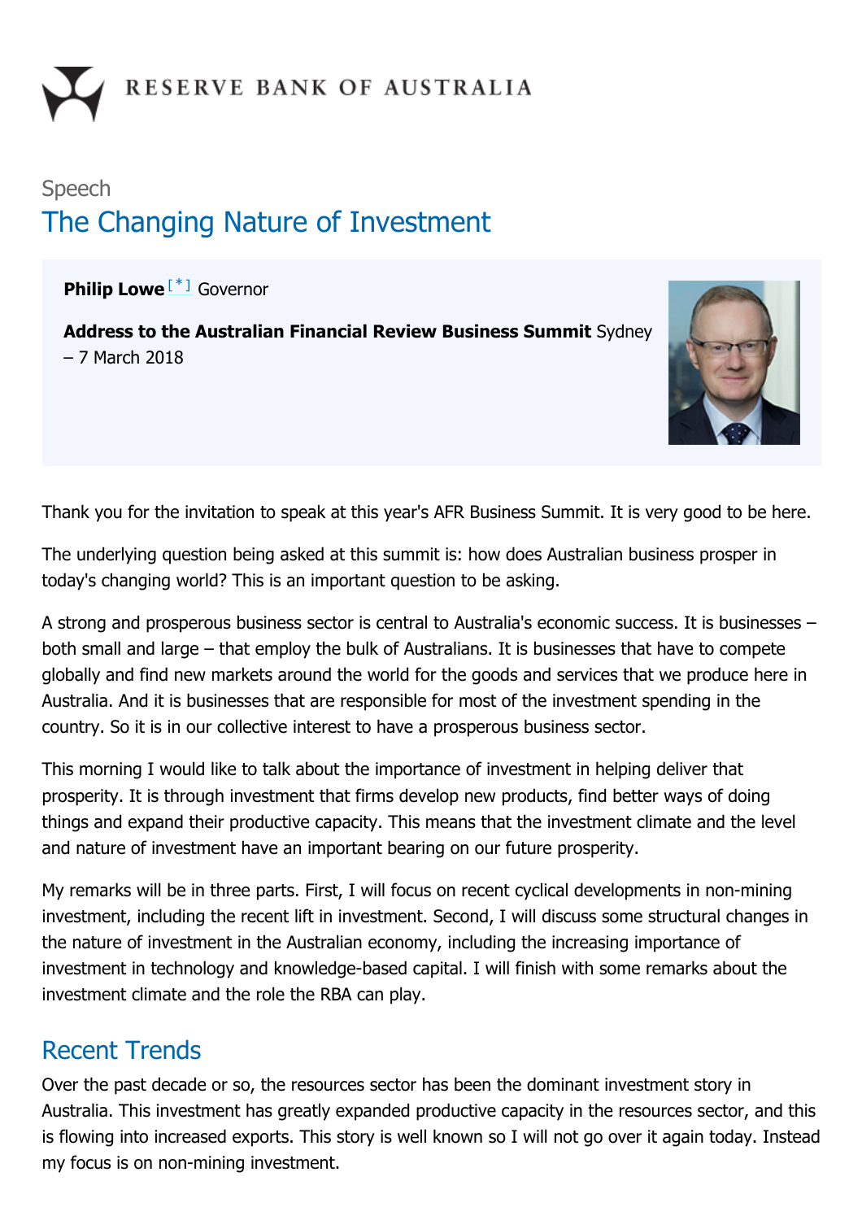RESERVE BANK OF AUSTRALIA

Speech

# The Changing Nature of Investment

**Philip Lowe** [*] Governor

**Address to the Australian Financial Review Business Summit** Sydney – 7 March 2018

Thank you for the invitation to speak at this year's AFR Business Summit. It is very good to be here.

The underlying question being asked at this summit is: how does Australian business prosper in today's changing world? This is an important question to be asking.

A strong and prosperous business sector is central to Australia's economic success. It is businesses – both small and large – that employ the bulk of Australians. It is businesses that have to compete globally and find new markets around the world for the goods and services that we produce here in Australia. And it is businesses that are responsible for most of the investment spending in the country. So it is in our collective interest to have a prosperous business sector.

This morning I would like to talk about the importance of investment in helping deliver that prosperity. It is through investment that firms develop new products, find better ways of doing things and expand their productive capacity. This means that the investment climate and the level and nature of investment have an important bearing on our future prosperity.

My remarks will be in three parts. First, I will focus on recent cyclical developments in non-mining investment, including the recent lift in investment. Second, I will discuss some structural changes in the nature of investment in the Australian economy, including the increasing importance of investment in technology and knowledge-based capital. I will finish with some remarks about the investment climate and the role the RBA can play.

## Recent Trends

Over the past decade or so, the resources sector has been the dominant investment story in Australia. This investment has greatly expanded productive capacity in the resources sector, and this is flowing into increased exports. This story is well known so I will not go over it again today. Instead my focus is on non-mining investment.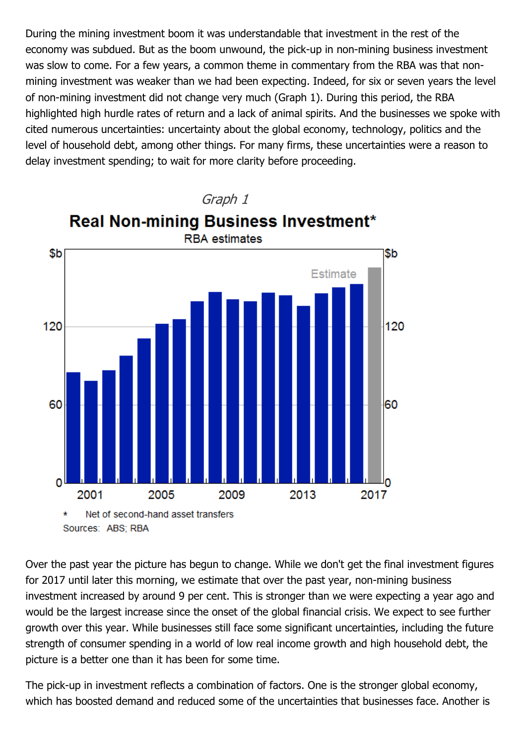During the mining investment boom it was understandable that investment in the rest of the economy was subdued. But as the boom unwound, the pick-up in non-mining business investment was slow to come. For a few years, a common theme in commentary from the RBA was that non-mining investment was weaker than we had been expecting. Indeed, for six or seven years the level of non-mining investment did not change very much (Graph 1). During this period, the RBA highlighted high hurdle rates of return and a lack of animal spirits. And the businesses we spoke with cited numerous uncertainties: uncertainty about the global economy, technology, politics and the level of household debt, among other things. For many firms, these uncertainties were a reason to delay investment spending; to wait for more clarity before proceeding.

*Graph 1*

**Real Non-mining Business Investment***

RBA estimates

\* Net of second-hand asset transfers

Sources: ABS; RBA

Over the past year the picture has begun to change. While we don't get the final investment figures for 2017 until later this morning, we estimate that over the past year, non-mining business investment increased by around 9 per cent. This is stronger than we were expecting a year ago and would be the largest increase since the onset of the global financial crisis. We expect to see further growth over this year. While businesses still face some significant uncertainties, including the future strength of consumer spending in a world of low real income growth and high household debt, the picture is a better one than it has been for some time.

The pick-up in investment reflects a combination of factors. One is the stronger global economy, which has boosted demand and reduced some of the uncertainties that businesses face. Another is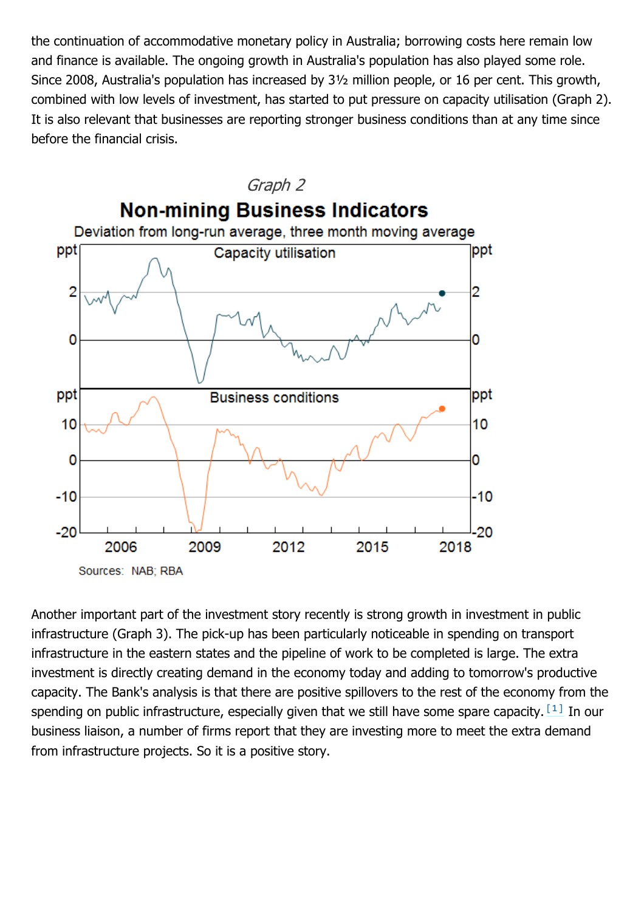the continuation of accommodative monetary policy in Australia; borrowing costs here remain low and finance is available. The ongoing growth in Australia's population has also played some role. Since 2008, Australia's population has increased by 3½ million people, or 16 per cent. This growth, combined with low levels of investment, has started to put pressure on capacity utilisation (Graph 2). It is also relevant that businesses are reporting stronger business conditions than at any time since before the financial crisis.

*Graph 2*

**Non-mining Business Indicators**

Deviation from long-run average, three month moving average

Sources: NAB; RBA

Another important part of the investment story recently is strong growth in investment in public infrastructure (Graph 3). The pick-up has been particularly noticeable in spending on transport infrastructure in the eastern states and the pipeline of work to be completed is large. The extra investment is directly creating demand in the economy today and adding to tomorrow's productive capacity. The Bank's analysis is that there are positive spillovers to the rest of the economy from the spending on public infrastructure, especially given that we still have some spare capacity.[1] In our business liaison, a number of firms report that they are investing more to meet the extra demand from infrastructure projects. So it is a positive story.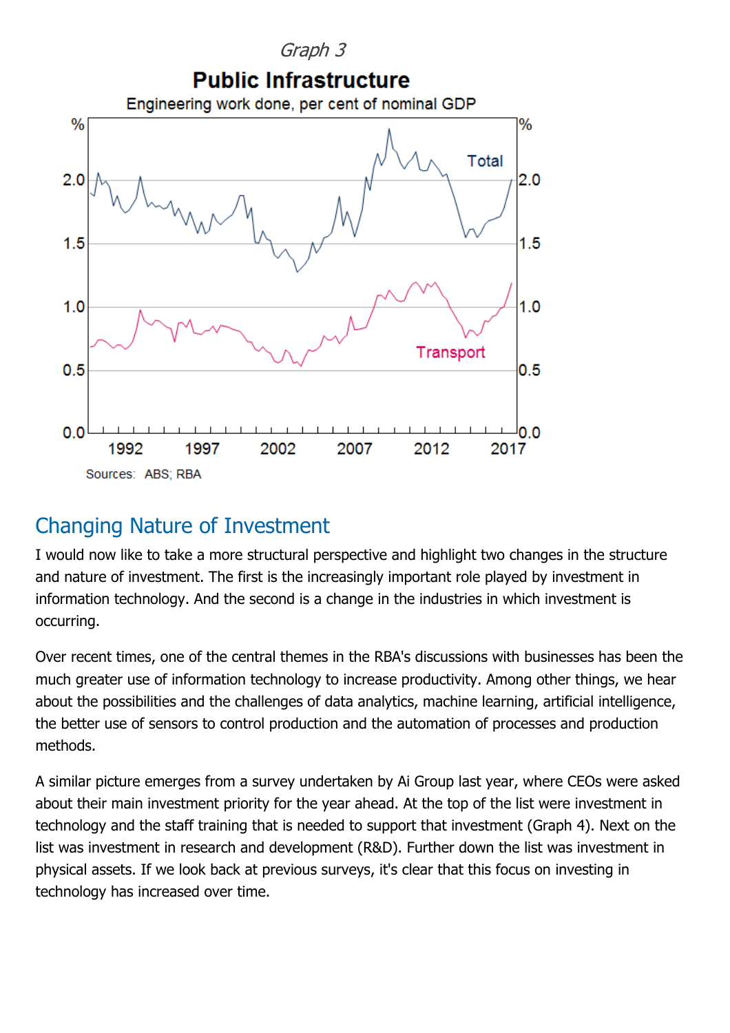*Graph 3*

**Public Infrastructure**

Engineering work done, per cent of nominal GDP

Sources: ABS; RBA

## Changing Nature of Investment

I would now like to take a more structural perspective and highlight two changes in the structure and nature of investment. The first is the increasingly important role played by investment in information technology. And the second is a change in the industries in which investment is occurring.

Over recent times, one of the central themes in the RBA's discussions with businesses has been the much greater use of information technology to increase productivity. Among other things, we hear about the possibilities and the challenges of data analytics, machine learning, artificial intelligence, the better use of sensors to control production and the automation of processes and production methods.

A similar picture emerges from a survey undertaken by Ai Group last year, where CEOs were asked about their main investment priority for the year ahead. At the top of the list were investment in technology and the staff training that is needed to support that investment (Graph 4). Next on the list was investment in research and development (R&D). Further down the list was investment in physical assets. If we look back at previous surveys, it's clear that this focus on investing in technology has increased over time.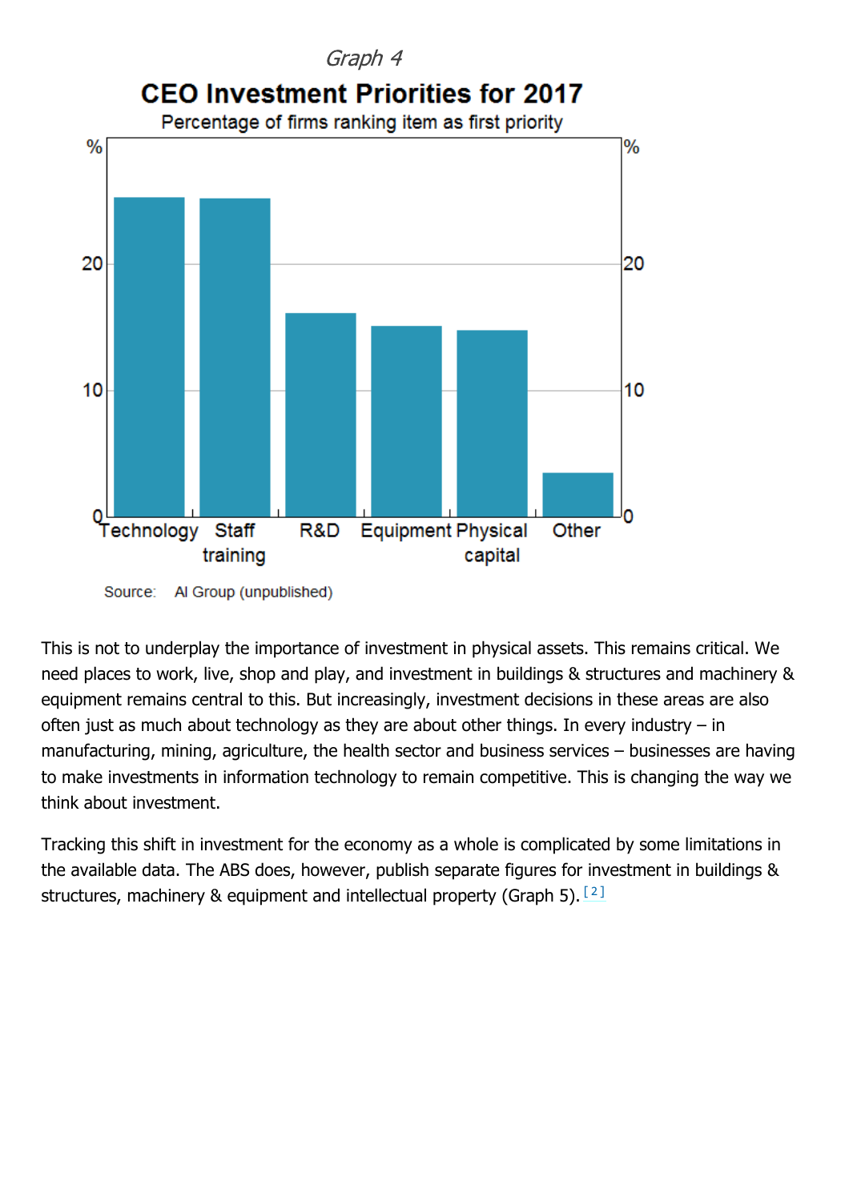*Graph 4*

**CEO Investment Priorities for 2017**

Percentage of firms ranking item as first priority

Source: AI Group (unpublished)

This is not to underplay the importance of investment in physical assets. This remains critical. We need places to work, live, shop and play, and investment in buildings & structures and machinery & equipment remains central to this. But increasingly, investment decisions in these areas are also often just as much about technology as they are about other things. In every industry – in manufacturing, mining, agriculture, the health sector and business services – businesses are having to make investments in information technology to remain competitive. This is changing the way we think about investment.

Tracking this shift in investment for the economy as a whole is complicated by some limitations in the available data. The ABS does, however, publish separate figures for investment in buildings & structures, machinery & equipment and intellectual property (Graph 5).[2]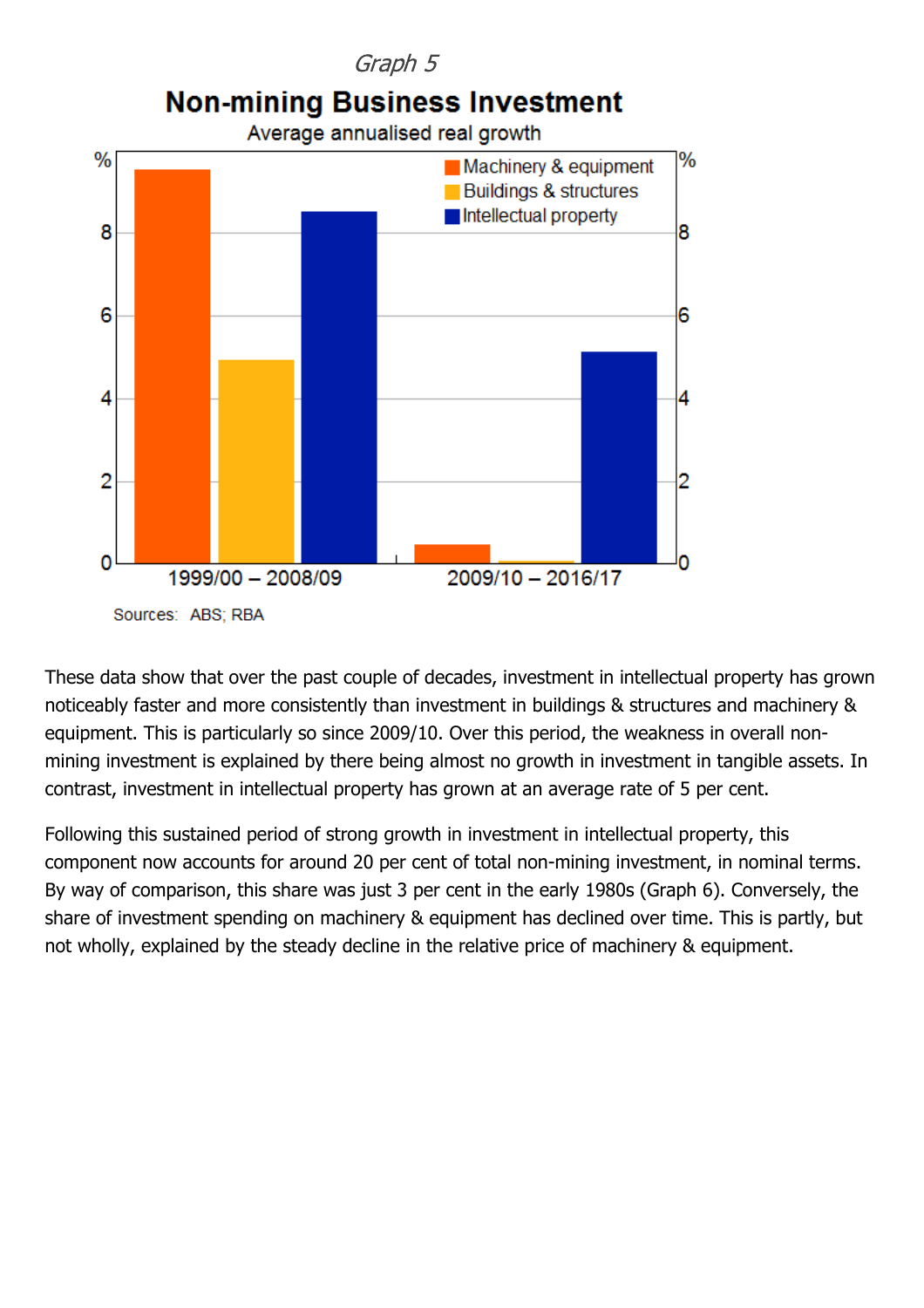*Graph 5*

**Non-mining Business Investment**

Average annualised real growth

Sources: ABS; RBA

These data show that over the past couple of decades, investment in intellectual property has grown noticeably faster and more consistently than investment in buildings & structures and machinery & equipment. This is particularly so since 2009/10. Over this period, the weakness in overall non-mining investment is explained by there being almost no growth in investment in tangible assets. In contrast, investment in intellectual property has grown at an average rate of 5 per cent.

Following this sustained period of strong growth in investment in intellectual property, this component now accounts for around 20 per cent of total non-mining investment, in nominal terms. By way of comparison, this share was just 3 per cent in the early 1980s (Graph 6). Conversely, the share of investment spending on machinery & equipment has declined over time. This is partly, but not wholly, explained by the steady decline in the relative price of machinery & equipment.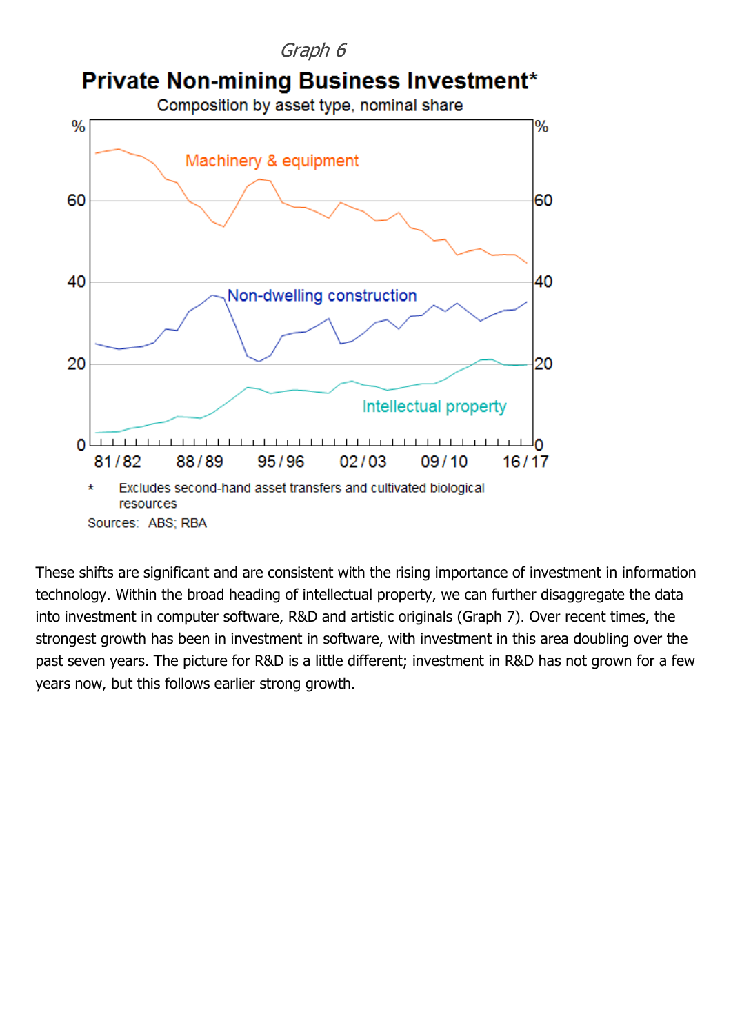*Graph 6*

**Private Non-mining Business Investment***

Composition by asset type, nominal share

\* Excludes second-hand asset transfers and cultivated biological resources

Sources: ABS; RBA

These shifts are significant and are consistent with the rising importance of investment in information technology. Within the broad heading of intellectual property, we can further disaggregate the data into investment in computer software, R&D and artistic originals (Graph 7). Over recent times, the strongest growth has been in investment in software, with investment in this area doubling over the past seven years. The picture for R&D is a little different; investment in R&D has not grown for a few years now, but this follows earlier strong growth.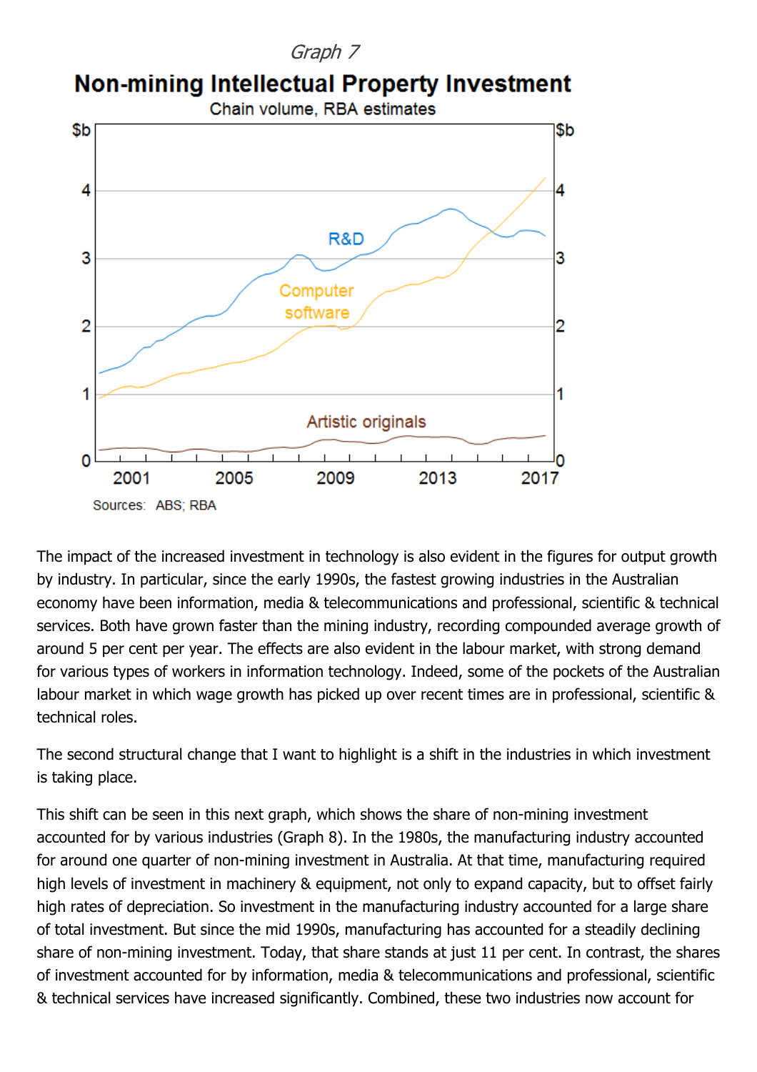*Graph 7*

**Non-mining Intellectual Property Investment**

Chain volume, RBA estimates

Sources: ABS; RBA

The impact of the increased investment in technology is also evident in the figures for output growth by industry. In particular, since the early 1990s, the fastest growing industries in the Australian economy have been information, media & telecommunications and professional, scientific & technical services. Both have grown faster than the mining industry, recording compounded average growth of around 5 per cent per year. The effects are also evident in the labour market, with strong demand for various types of workers in information technology. Indeed, some of the pockets of the Australian labour market in which wage growth has picked up over recent times are in professional, scientific & technical roles.

The second structural change that I want to highlight is a shift in the industries in which investment is taking place.

This shift can be seen in this next graph, which shows the share of non-mining investment accounted for by various industries (Graph 8). In the 1980s, the manufacturing industry accounted for around one quarter of non-mining investment in Australia. At that time, manufacturing required high levels of investment in machinery & equipment, not only to expand capacity, but to offset fairly high rates of depreciation. So investment in the manufacturing industry accounted for a large share of total investment. But since the mid 1990s, manufacturing has accounted for a steadily declining share of non-mining investment. Today, that share stands at just 11 per cent. In contrast, the shares of investment accounted for by information, media & telecommunications and professional, scientific & technical services have increased significantly. Combined, these two industries now account for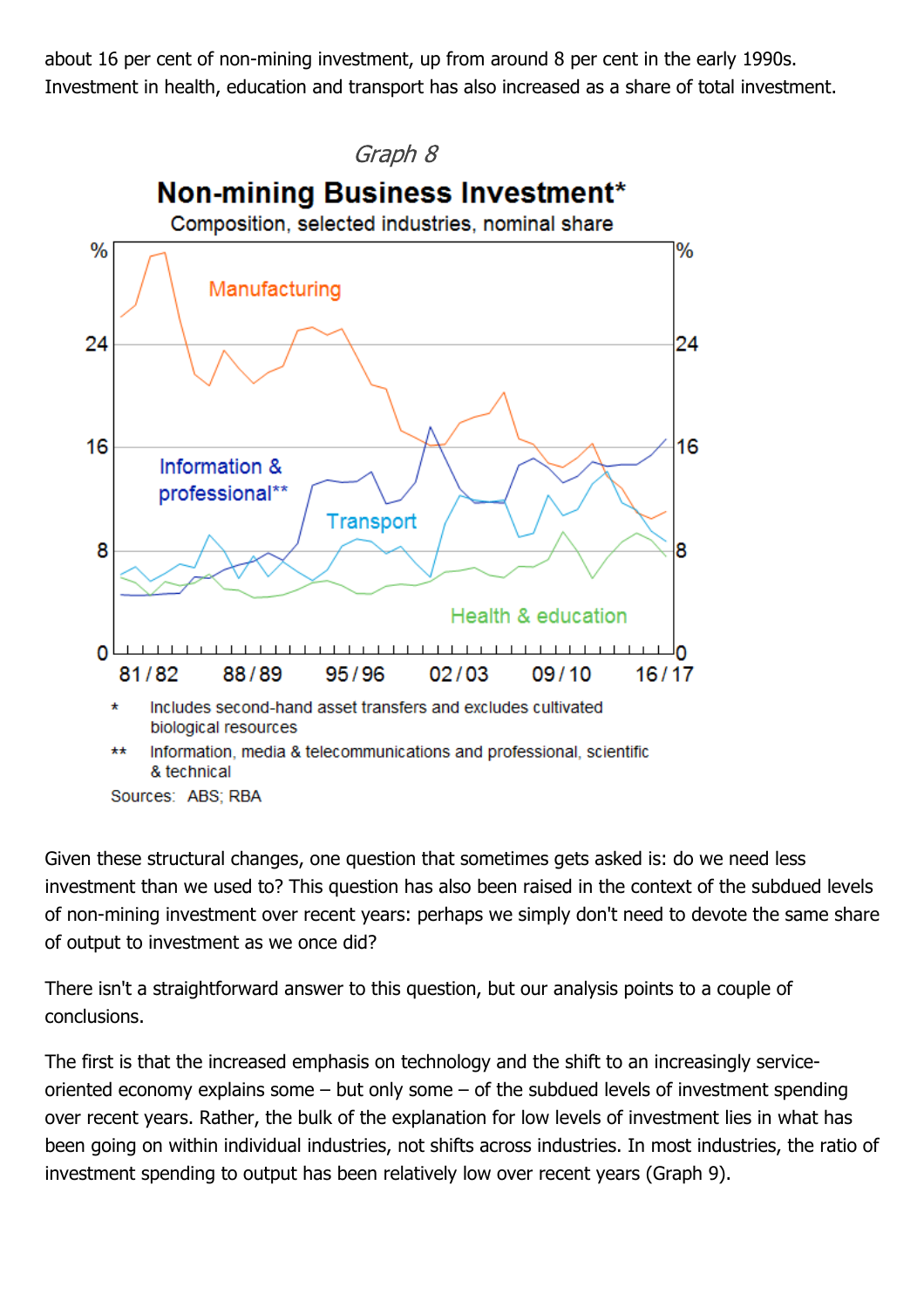about 16 per cent of non-mining investment, up from around 8 per cent in the early 1990s. Investment in health, education and transport has also increased as a share of total investment.

*Graph 8*

**Non-mining Business Investment***

Composition, selected industries, nominal share

\* Includes second-hand asset transfers and excludes cultivated biological resources

\*\* Information, media & telecommunications and professional, scientific & technical

Sources: ABS; RBA

Given these structural changes, one question that sometimes gets asked is: do we need less investment than we used to? This question has also been raised in the context of the subdued levels of non-mining investment over recent years: perhaps we simply don't need to devote the same share of output to investment as we once did?

There isn't a straightforward answer to this question, but our analysis points to a couple of conclusions.

The first is that the increased emphasis on technology and the shift to an increasingly service-oriented economy explains some – but only some – of the subdued levels of investment spending over recent years. Rather, the bulk of the explanation for low levels of investment lies in what has been going on within individual industries, not shifts across industries. In most industries, the ratio of investment spending to output has been relatively low over recent years (Graph 9).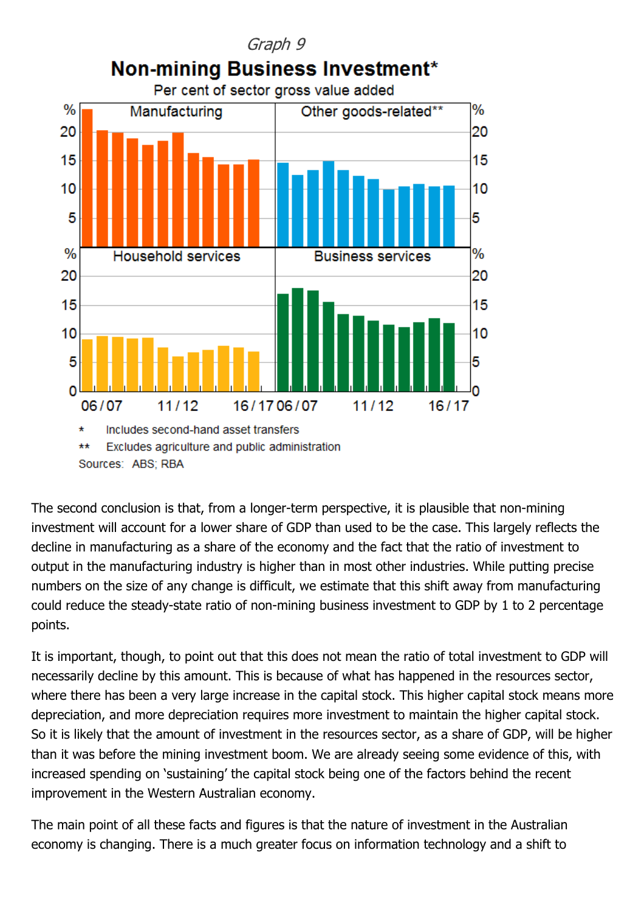*Graph 9*

**Non-mining Business Investment***

Per cent of sector gross value added

\* Includes second-hand asset transfers

\*\* Excludes agriculture and public administration

Sources: ABS; RBA

The second conclusion is that, from a longer-term perspective, it is plausible that non-mining investment will account for a lower share of GDP than used to be the case. This largely reflects the decline in manufacturing as a share of the economy and the fact that the ratio of investment to output in the manufacturing industry is higher than in most other industries. While putting precise numbers on the size of any change is difficult, we estimate that this shift away from manufacturing could reduce the steady-state ratio of non-mining business investment to GDP by 1 to 2 percentage points.

It is important, though, to point out that this does not mean the ratio of total investment to GDP will necessarily decline by this amount. This is because of what has happened in the resources sector, where there has been a very large increase in the capital stock. This higher capital stock means more depreciation, and more depreciation requires more investment to maintain the higher capital stock. So it is likely that the amount of investment in the resources sector, as a share of GDP, will be higher than it was before the mining investment boom. We are already seeing some evidence of this, with increased spending on 'sustaining' the capital stock being one of the factors behind the recent improvement in the Western Australian economy.

The main point of all these facts and figures is that the nature of investment in the Australian economy is changing. There is a much greater focus on information technology and a shift to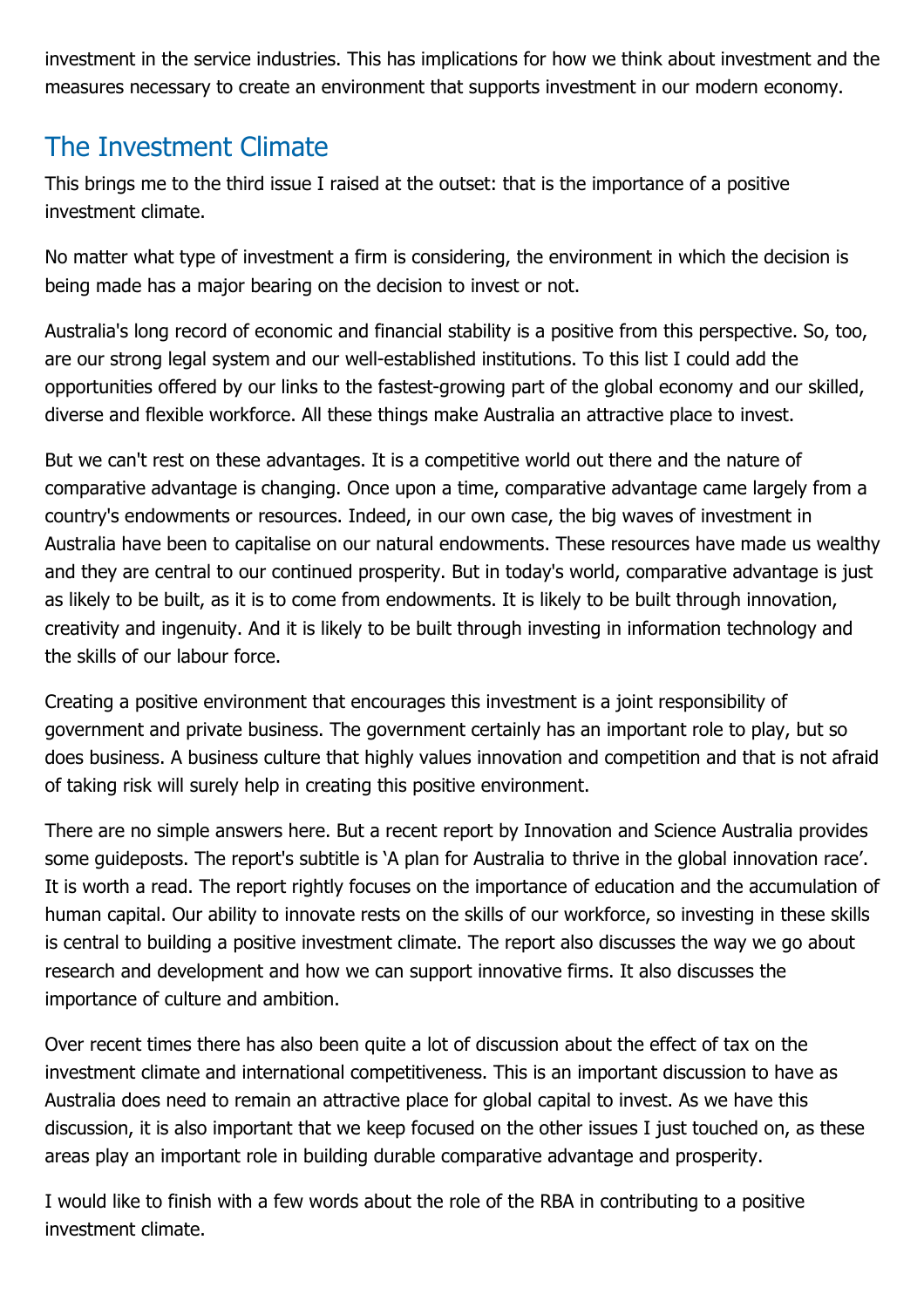investment in the service industries. This has implications for how we think about investment and the measures necessary to create an environment that supports investment in our modern economy.

## The Investment Climate

This brings me to the third issue I raised at the outset: that is the importance of a positive investment climate.

No matter what type of investment a firm is considering, the environment in which the decision is being made has a major bearing on the decision to invest or not.

Australia's long record of economic and financial stability is a positive from this perspective. So, too, are our strong legal system and our well-established institutions. To this list I could add the opportunities offered by our links to the fastest-growing part of the global economy and our skilled, diverse and flexible workforce. All these things make Australia an attractive place to invest.

But we can't rest on these advantages. It is a competitive world out there and the nature of comparative advantage is changing. Once upon a time, comparative advantage came largely from a country's endowments or resources. Indeed, in our own case, the big waves of investment in Australia have been to capitalise on our natural endowments. These resources have made us wealthy and they are central to our continued prosperity. But in today's world, comparative advantage is just as likely to be built, as it is to come from endowments. It is likely to be built through innovation, creativity and ingenuity. And it is likely to be built through investing in information technology and the skills of our labour force.

Creating a positive environment that encourages this investment is a joint responsibility of government and private business. The government certainly has an important role to play, but so does business. A business culture that highly values innovation and competition and that is not afraid of taking risk will surely help in creating this positive environment.

There are no simple answers here. But a recent report by Innovation and Science Australia provides some guideposts. The report's subtitle is 'A plan for Australia to thrive in the global innovation race'. It is worth a read. The report rightly focuses on the importance of education and the accumulation of human capital. Our ability to innovate rests on the skills of our workforce, so investing in these skills is central to building a positive investment climate. The report also discusses the way we go about research and development and how we can support innovative firms. It also discusses the importance of culture and ambition.

Over recent times there has also been quite a lot of discussion about the effect of tax on the investment climate and international competitiveness. This is an important discussion to have as Australia does need to remain an attractive place for global capital to invest. As we have this discussion, it is also important that we keep focused on the other issues I just touched on, as these areas play an important role in building durable comparative advantage and prosperity.

I would like to finish with a few words about the role of the RBA in contributing to a positive investment climate.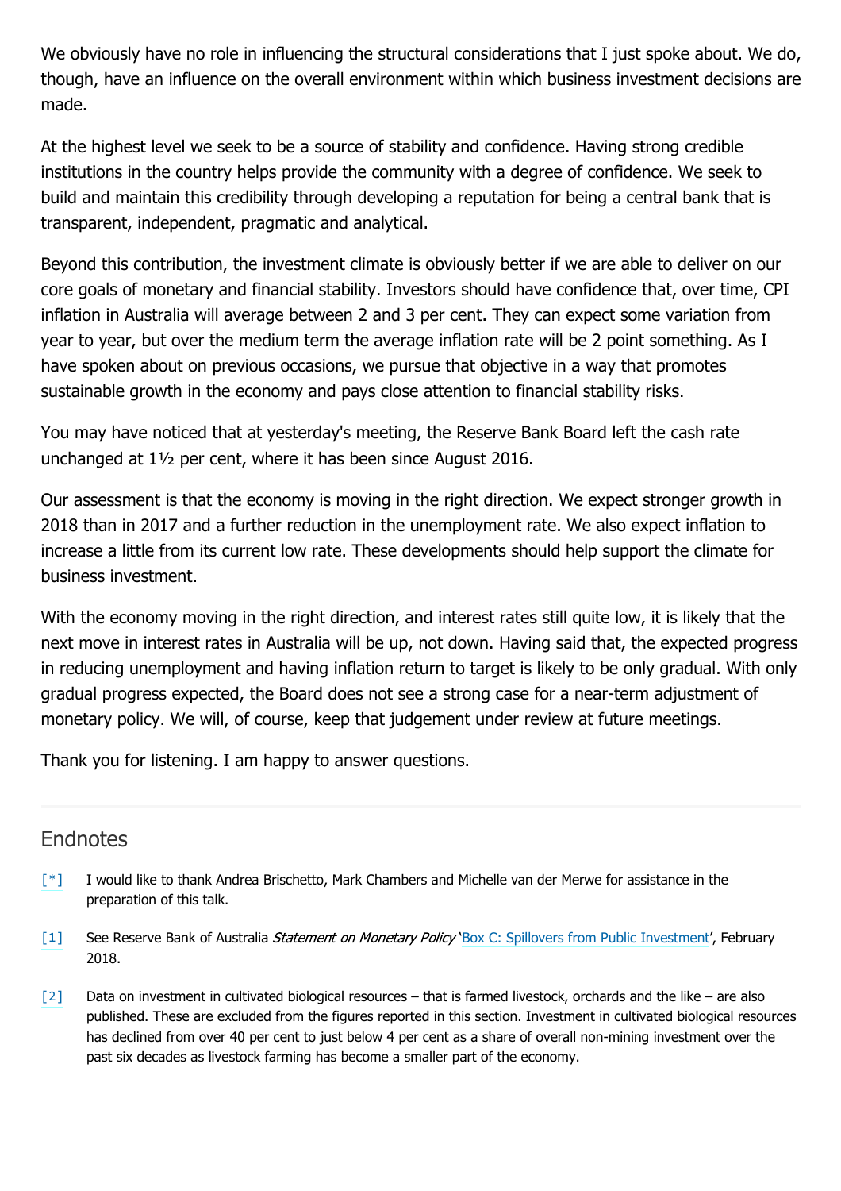We obviously have no role in influencing the structural considerations that I just spoke about. We do, though, have an influence on the overall environment within which business investment decisions are made.

At the highest level we seek to be a source of stability and confidence. Having strong credible institutions in the country helps provide the community with a degree of confidence. We seek to build and maintain this credibility through developing a reputation for being a central bank that is transparent, independent, pragmatic and analytical.

Beyond this contribution, the investment climate is obviously better if we are able to deliver on our core goals of monetary and financial stability. Investors should have confidence that, over time, CPI inflation in Australia will average between 2 and 3 per cent. They can expect some variation from year to year, but over the medium term the average inflation rate will be 2 point something. As I have spoken about on previous occasions, we pursue that objective in a way that promotes sustainable growth in the economy and pays close attention to financial stability risks.

You may have noticed that at yesterday's meeting, the Reserve Bank Board left the cash rate unchanged at 1½ per cent, where it has been since August 2016.

Our assessment is that the economy is moving in the right direction. We expect stronger growth in 2018 than in 2017 and a further reduction in the unemployment rate. We also expect inflation to increase a little from its current low rate. These developments should help support the climate for business investment.

With the economy moving in the right direction, and interest rates still quite low, it is likely that the next move in interest rates in Australia will be up, not down. Having said that, the expected progress in reducing unemployment and having inflation return to target is likely to be only gradual. With only gradual progress expected, the Board does not see a strong case for a near-term adjustment of monetary policy. We will, of course, keep that judgement under review at future meetings.

Thank you for listening. I am happy to answer questions.

## Endnotes

[*] I would like to thank Andrea Brischetto, Mark Chambers and Michelle van der Merwe for assistance in the preparation of this talk.

[1] See Reserve Bank of Australia *Statement on Monetary Policy* 'Box C: Spillovers from Public Investment', February 2018.

[2] Data on investment in cultivated biological resources – that is farmed livestock, orchards and the like – are also published. These are excluded from the figures reported in this section. Investment in cultivated biological resources has declined from over 40 per cent to just below 4 per cent as a share of overall non-mining investment over the past six decades as livestock farming has become a smaller part of the economy.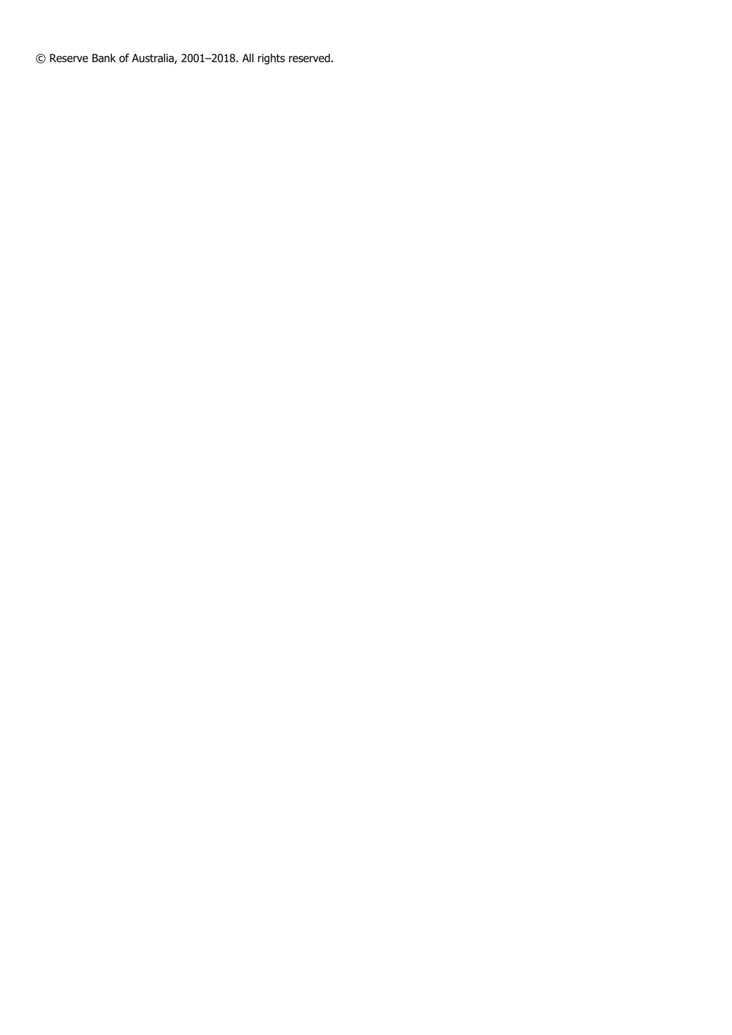© Reserve Bank of Australia, 2001–2018. All rights reserved.